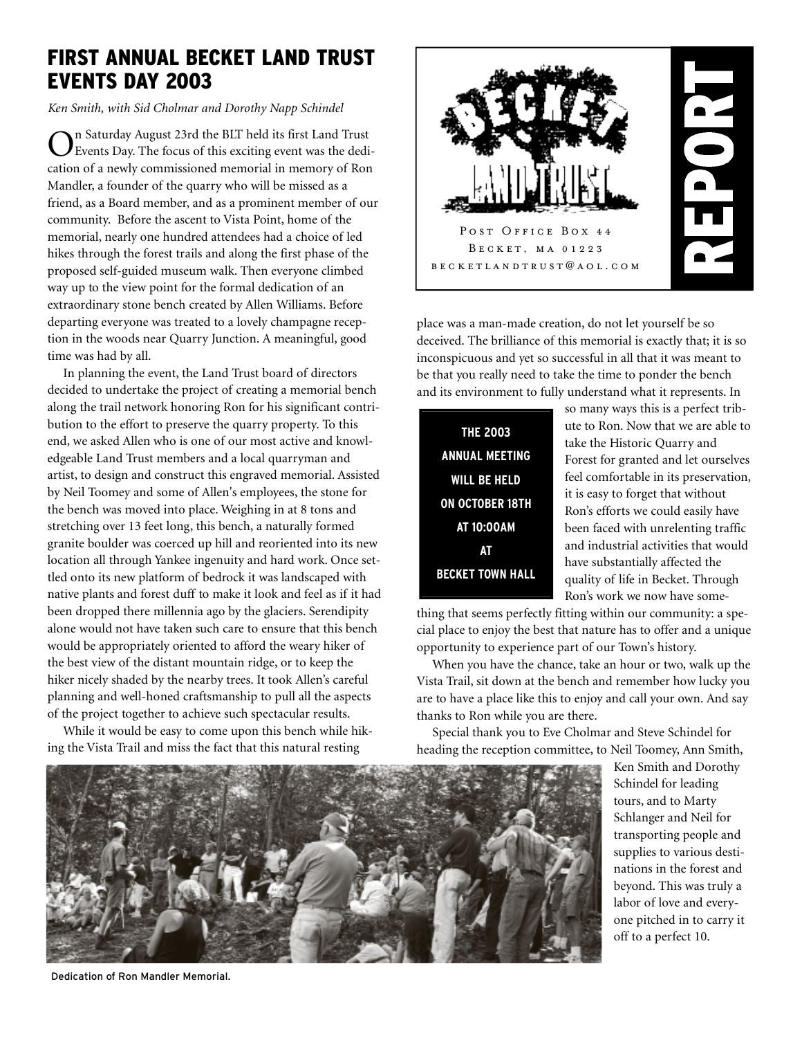# FIRST ANNUAL BECKET LAND TRUST EVENTS DAY 2003

*Ken Smith, with Sid Cholmar and Dorothy Napp Schindel*

On Saturday August 23rd the BLT held its first Land Trust Events Day. The focus of this exciting event was the dedication of a newly commissioned memorial in memory of Ron Mandler, a founder of the quarry who will be missed as a friend, as a Board member, and as a prominent member of our community. Before the ascent to Vista Point, home of the memorial, nearly one hundred attendees had a choice of led hikes through the forest trails and along the first phase of the proposed self-guided museum walk. Then everyone climbed way up to the view point for the formal dedication of an extraordinary stone bench created by Allen Williams. Before departing everyone was treated to a lovely champagne reception in the woods near Quarry Junction. A meaningful, good time was had by all.

In planning the event, the Land Trust board of directors decided to undertake the project of creating a memorial bench along the trail network honoring Ron for his significant contribution to the effort to preserve the quarry property. To this end, we asked Allen who is one of our most active and knowledgeable Land Trust members and a local quarryman and artist, to design and construct this engraved memorial. Assisted by Neil Toomey and some of Allen's employees, the stone for the bench was moved into place. Weighing in at 8 tons and stretching over 13 feet long, this bench, a naturally formed granite boulder was coerced up hill and reoriented into its new location all through Yankee ingenuity and hard work. Once settled onto its new platform of bedrock it was landscaped with native plants and forest duff to make it look and feel as if it had been dropped there millennia ago by the glaciers. Serendipity alone would not have taken such care to ensure that this bench would be appropriately oriented to afford the weary hiker of the best view of the distant mountain ridge, or to keep the hiker nicely shaded by the nearby trees. It took Allen's careful planning and well-honed craftsmanship to pull all the aspects of the project together to achieve such spectacular results.

While it would be easy to come upon this bench while hiking the Vista Trail and miss the fact that this natural resting place was a man-made creation, do not let yourself be so deceived. The brilliance of this memorial is exactly that; it is so inconspicuous and yet so successful in all that it was meant to be that you really need to take the time to ponder the bench and its environment to fully understand what it represents. In so many ways this is a perfect tribute to Ron. Now that we are able to take the Historic Quarry and Forest for granted and let ourselves feel comfortable in its preservation, it is easy to forget that without Ron's efforts we could easily have been faced with unrelenting traffic and industrial activities that would have substantially affected the quality of life in Becket. Through Ron's work we now have something that seems perfectly fitting within our community: a special place to enjoy the best that nature has to offer and a unique opportunity to experience part of our Town's history.

When you have the chance, take an hour or two, walk up the Vista Trail, sit down at the bench and remember how lucky you are to have a place like this to enjoy and call your own. And say thanks to Ron while you are there.

Special thank you to Eve Cholmar and Steve Schindel for heading the reception committee, to Neil Toomey, Ann Smith, Ken Smith and Dorothy Schindel for leading tours, and to Marty Schlanger and Neil for transporting people and supplies to various destinations in the forest and beyond. This was truly a labor of love and everyone pitched in to carry it off to a perfect 10.

**THE 2003 ANNUAL MEETING WILL BE HELD ON OCTOBER 18TH AT 10:00AM AT BECKET TOWN HALL**

Dedication of Ron Mandler Memorial.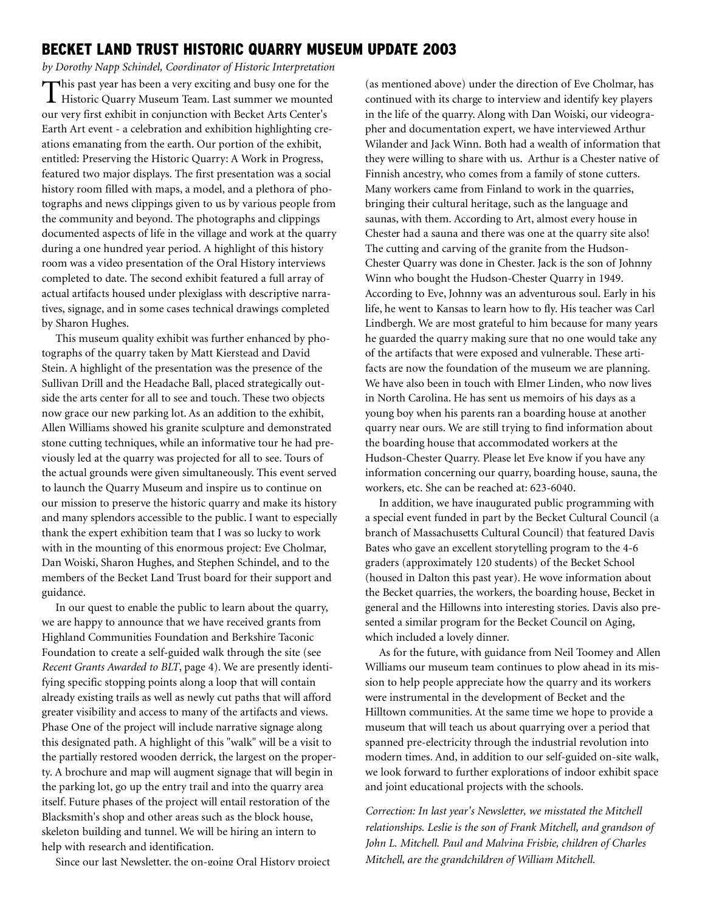## BECKET LAND TRUST HISTORIC QUARRY MUSEUM UPDATE 2003

*by Dorothy Napp Schindel, Coordinator of Historic Interpretation*

This past year has been a very exciting and busy one for the Historic Quarry Museum Team. Last summer we mounted our very first exhibit in conjunction with Becket Arts Center's Earth Art event - a celebration and exhibition highlighting creations emanating from the earth. Our portion of the exhibit, entitled: Preserving the Historic Quarry: A Work in Progress, featured two major displays. The first presentation was a social history room filled with maps, a model, and a plethora of photographs and news clippings given to us by various people from the community and beyond. The photographs and clippings documented aspects of life in the village and work at the quarry during a one hundred year period. A highlight of this history room was a video presentation of the Oral History interviews completed to date. The second exhibit featured a full array of actual artifacts housed under plexiglass with descriptive narratives, signage, and in some cases technical drawings completed by Sharon Hughes.

This museum quality exhibit was further enhanced by photographs of the quarry taken by Matt Kierstead and David Stein. A highlight of the presentation was the presence of the Sullivan Drill and the Headache Ball, placed strategically outside the arts center for all to see and touch. These two objects now grace our new parking lot. As an addition to the exhibit, Allen Williams showed his granite sculpture and demonstrated stone cutting techniques, while an informative tour he had previously led at the quarry was projected for all to see. Tours of the actual grounds were given simultaneously. This event served to launch the Quarry Museum and inspire us to continue on our mission to preserve the historic quarry and make its history and many splendors accessible to the public. I want to especially thank the expert exhibition team that I was so lucky to work with in the mounting of this enormous project: Eve Cholmar, Dan Woiski, Sharon Hughes, and Stephen Schindel, and to the members of the Becket Land Trust board for their support and guidance.

In our quest to enable the public to learn about the quarry, we are happy to announce that we have received grants from Highland Communities Foundation and Berkshire Taconic Foundation to create a self-guided walk through the site (see *Recent Grants Awarded to BLT*, page 4). We are presently identifying specific stopping points along a loop that will contain already existing trails as well as newly cut paths that will afford greater visibility and access to many of the artifacts and views. Phase One of the project will include narrative signage along this designated path. A highlight of this "walk" will be a visit to the partially restored wooden derrick, the largest on the property. A brochure and map will augment signage that will begin in the parking lot, go up the entry trail and into the quarry area itself. Future phases of the project will entail restoration of the Blacksmith's shop and other areas such as the block house, skeleton building and tunnel. We will be hiring an intern to help with research and identification.

Since our last Newsletter, the on-going Oral History project (as mentioned above) under the direction of Eve Cholmar, has continued with its charge to interview and identify key players in the life of the quarry. Along with Dan Woiski, our videographer and documentation expert, we have interviewed Arthur Wilander and Jack Winn. Both had a wealth of information that they were willing to share with us. Arthur is a Chester native of Finnish ancestry, who comes from a family of stone cutters. Many workers came from Finland to work in the quarries, bringing their cultural heritage, such as the language and saunas, with them. According to Art, almost every house in Chester had a sauna and there was one at the quarry site also! The cutting and carving of the granite from the Hudson-Chester Quarry was done in Chester. Jack is the son of Johnny Winn who bought the Hudson-Chester Quarry in 1949. According to Eve, Johnny was an adventurous soul. Early in his life, he went to Kansas to learn how to fly. His teacher was Carl Lindbergh. We are most grateful to him because for many years he guarded the quarry making sure that no one would take any of the artifacts that were exposed and vulnerable. These artifacts are now the foundation of the museum we are planning. We have also been in touch with Elmer Linden, who now lives in North Carolina. He has sent us memoirs of his days as a young boy when his parents ran a boarding house at another quarry near ours. We are still trying to find information about the boarding house that accommodated workers at the Hudson-Chester Quarry. Please let Eve know if you have any information concerning our quarry, boarding house, sauna, the workers, etc. She can be reached at: 623-6040.

In addition, we have inaugurated public programming with a special event funded in part by the Becket Cultural Council (a branch of Massachusetts Cultural Council) that featured Davis Bates who gave an excellent storytelling program to the 4-6 graders (approximately 120 students) of the Becket School (housed in Dalton this past year). He wove information about the Becket quarries, the workers, the boarding house, Becket in general and the Hillowns into interesting stories. Davis also presented a similar program for the Becket Council on Aging, which included a lovely dinner.

As for the future, with guidance from Neil Toomey and Allen Williams our museum team continues to plow ahead in its mission to help people appreciate how the quarry and its workers were instrumental in the development of Becket and the Hilltown communities. At the same time we hope to provide a museum that will teach us about quarrying over a period that spanned pre-electricity through the industrial revolution into modern times. And, in addition to our self-guided on-site walk, we look forward to further explorations of indoor exhibit space and joint educational projects with the schools.

*Correction: In last year's Newsletter, we misstated the Mitchell relationships. Leslie is the son of Frank Mitchell, and grandson of John L. Mitchell. Paul and Malvina Frisbie, children of Charles Mitchell, are the grandchildren of William Mitchell.*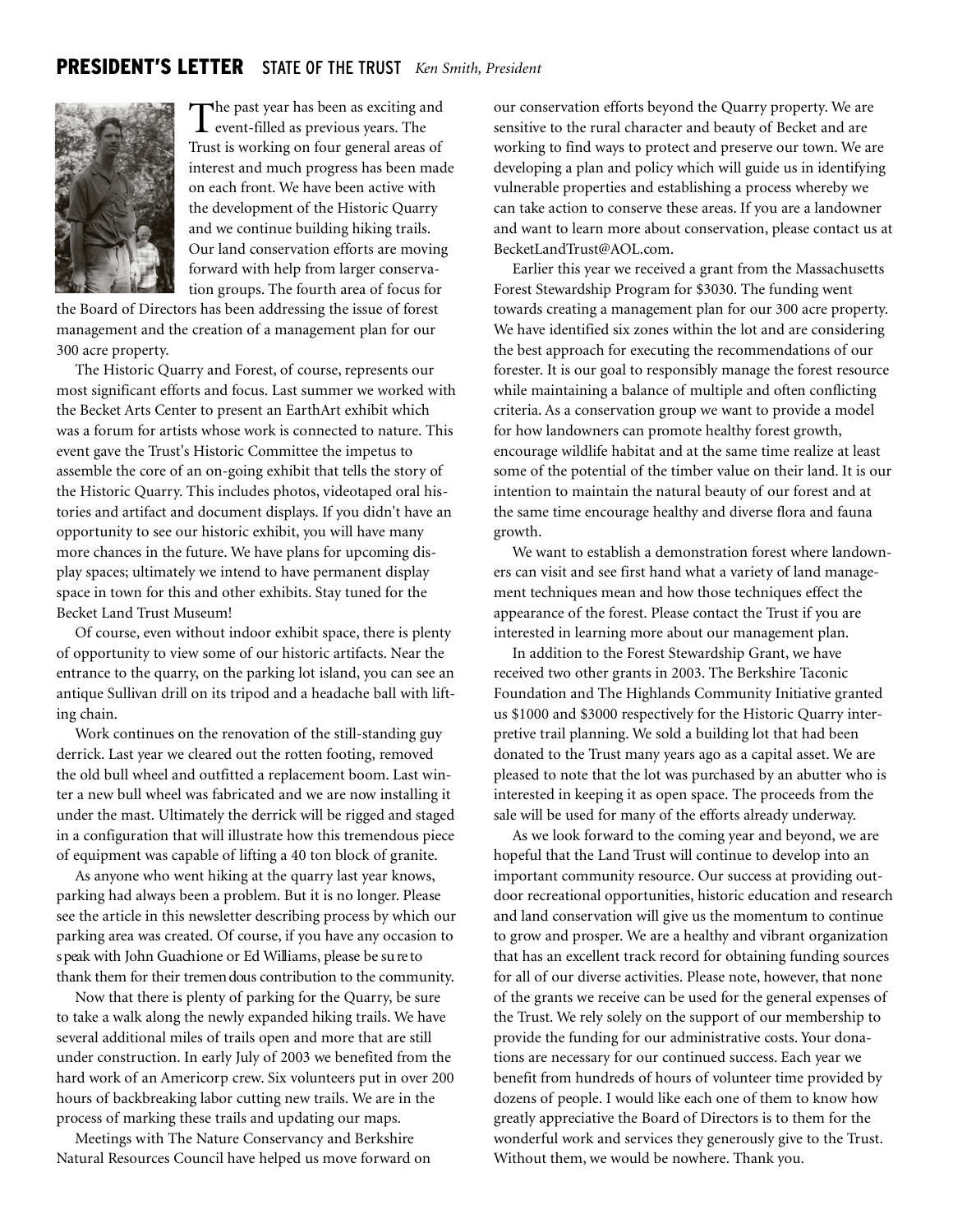## PRESIDENT'S LETTER STATE OF THE TRUST *Ken Smith, President*

The past year has been as exciting and event-filled as previous years. The Trust is working on four general areas of interest and much progress has been made on each front. We have been active with the development of the Historic Quarry and we continue building hiking trails. Our land conservation efforts are moving forward with help from larger conservation groups. The fourth area of focus for the Board of Directors has been addressing the issue of forest management and the creation of a management plan for our 300 acre property.

The Historic Quarry and Forest, of course, represents our most significant efforts and focus. Last summer we worked with the Becket Arts Center to present an EarthArt exhibit which was a forum for artists whose work is connected to nature. This event gave the Trust's Historic Committee the impetus to assemble the core of an on-going exhibit that tells the story of the Historic Quarry. This includes photos, videotaped oral histories and artifact and document displays. If you didn't have an opportunity to see our historic exhibit, you will have many more chances in the future. We have plans for upcoming display spaces; ultimately we intend to have permanent display space in town for this and other exhibits. Stay tuned for the Becket Land Trust Museum!

Of course, even without indoor exhibit space, there is plenty of opportunity to view some of our historic artifacts. Near the entrance to the quarry, on the parking lot island, you can see an antique Sullivan drill on its tripod and a headache ball with lifting chain.

Work continues on the renovation of the still-standing guy derrick. Last year we cleared out the rotten footing, removed the old bull wheel and outfitted a replacement boom. Last winter a new bull wheel was fabricated and we are now installing it under the mast. Ultimately the derrick will be rigged and staged in a configuration that will illustrate how this tremendous piece of equipment was capable of lifting a 40 ton block of granite.

As anyone who went hiking at the quarry last year knows, parking had always been a problem. But it is no longer. Please see the article in this newsletter describing process by which our parking area was created. Of course, if you have any occasion to speak with John Guachione or Ed Williams, please be sure to thank them for their tremendous contribution to the community.

Now that there is plenty of parking for the Quarry, be sure to take a walk along the newly expanded hiking trails. We have several additional miles of trails open and more that are still under construction. In early July of 2003 we benefited from the hard work of an Americorp crew. Six volunteers put in over 200 hours of backbreaking labor cutting new trails. We are in the process of marking these trails and updating our maps.

Meetings with The Nature Conservancy and Berkshire Natural Resources Council have helped us move forward on our conservation efforts beyond the Quarry property. We are sensitive to the rural character and beauty of Becket and are working to find ways to protect and preserve our town. We are developing a plan and policy which will guide us in identifying vulnerable properties and establishing a process whereby we can take action to conserve these areas. If you are a landowner and want to learn more about conservation, please contact us at BecketLandTrust@AOL.com.

Earlier this year we received a grant from the Massachusetts Forest Stewardship Program for $3030. The funding went towards creating a management plan for our 300 acre property. We have identified six zones within the lot and are considering the best approach for executing the recommendations of our forester. It is our goal to responsibly manage the forest resource while maintaining a balance of multiple and often conflicting criteria. As a conservation group we want to provide a model for how landowners can promote healthy forest growth, encourage wildlife habitat and at the same time realize at least some of the potential of the timber value on their land. It is our intention to maintain the natural beauty of our forest and at the same time encourage healthy and diverse flora and fauna growth.

We want to establish a demonstration forest where landowners can visit and see first hand what a variety of land management techniques mean and how those techniques effect the appearance of the forest. Please contact the Trust if you are interested in learning more about our management plan.

In addition to the Forest Stewardship Grant, we have received two other grants in 2003. The Berkshire Taconic Foundation and The Highlands Community Initiative granted us $1000 and $3000 respectively for the Historic Quarry interpretive trail planning. We sold a building lot that had been donated to the Trust many years ago as a capital asset. We are pleased to note that the lot was purchased by an abutter who is interested in keeping it as open space. The proceeds from the sale will be used for many of the efforts already underway.

As we look forward to the coming year and beyond, we are hopeful that the Land Trust will continue to develop into an important community resource. Our success at providing outdoor recreational opportunities, historic education and research and land conservation will give us the momentum to continue to grow and prosper. We are a healthy and vibrant organization that has an excellent track record for obtaining funding sources for all of our diverse activities. Please note, however, that none of the grants we receive can be used for the general expenses of the Trust. We rely solely on the support of our membership to provide the funding for our administrative costs. Your donations are necessary for our continued success. Each year we benefit from hundreds of hours of volunteer time provided by dozens of people. I would like each one of them to know how greatly appreciative the Board of Directors is to them for the wonderful work and services they generously give to the Trust. Without them, we would be nowhere. Thank you.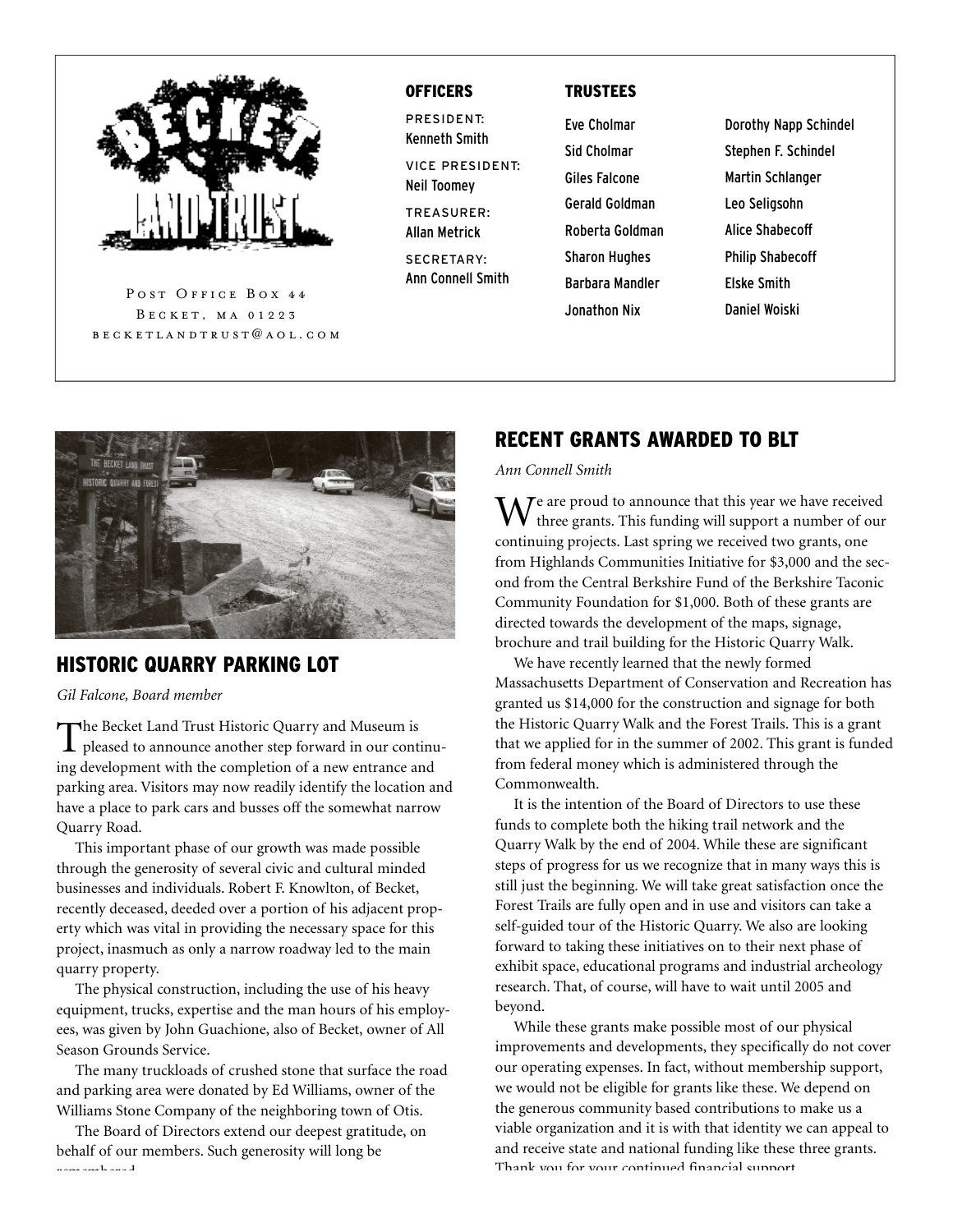Post Office Box 44
Becket, MA 01223
becketlandtrust@aol.com

**OFFICERS**

PRESIDENT:
Kenneth Smith

VICE PRESIDENT:
Neil Toomey

TREASURER:
Allan Metrick

SECRETARY:
Ann Connell Smith

**TRUSTEES**

Eve Cholmar
Sid Cholmar
Giles Falcone
Gerald Goldman
Roberta Goldman
Sharon Hughes
Barbara Mandler
Jonathon Nix
Dorothy Napp Schindel
Stephen F. Schindel
Martin Schlanger
Leo Seligsohn
Alice Shabecoff
Philip Shabecoff
Elske Smith
Daniel Woiski

## HISTORIC QUARRY PARKING LOT

*Gil Falcone, Board member*

The Becket Land Trust Historic Quarry and Museum is pleased to announce another step forward in our continuing development with the completion of a new entrance and parking area. Visitors may now readily identify the location and have a place to park cars and busses off the somewhat narrow Quarry Road.

This important phase of our growth was made possible through the generosity of several civic and cultural minded businesses and individuals. Robert F. Knowlton, of Becket, recently deceased, deeded over a portion of his adjacent property which was vital in providing the necessary space for this project, inasmuch as only a narrow roadway led to the main quarry property.

The physical construction, including the use of his heavy equipment, trucks, expertise and the man hours of his employees, was given by John Guachione, also of Becket, owner of All Season Grounds Service.

The many truckloads of crushed stone that surface the road and parking area were donated by Ed Williams, owner of the Williams Stone Company of the neighboring town of Otis.

The Board of Directors extend our deepest gratitude, on behalf of our members. Such generosity will long be remembered.

## RECENT GRANTS AWARDED TO BLT

*Ann Connell Smith*

We are proud to announce that this year we have received three grants. This funding will support a number of our continuing projects. Last spring we received two grants, one from Highlands Communities Initiative for $3,000 and the second from the Central Berkshire Fund of the Berkshire Taconic Community Foundation for $1,000. Both of these grants are directed towards the development of the maps, signage, brochure and trail building for the Historic Quarry Walk.

We have recently learned that the newly formed Massachusetts Department of Conservation and Recreation has granted us $14,000 for the construction and signage for both the Historic Quarry Walk and the Forest Trails. This is a grant that we applied for in the summer of 2002. This grant is funded from federal money which is administered through the Commonwealth.

It is the intention of the Board of Directors to use these funds to complete both the hiking trail network and the Quarry Walk by the end of 2004. While these are significant steps of progress for us we recognize that in many ways this is still just the beginning. We will take great satisfaction once the Forest Trails are fully open and in use and visitors can take a self-guided tour of the Historic Quarry. We also are looking forward to taking these initiatives on to their next phase of exhibit space, educational programs and industrial archeology research. That, of course, will have to wait until 2005 and beyond.

While these grants make possible most of our physical improvements and developments, they specifically do not cover our operating expenses. In fact, without membership support, we would not be eligible for grants like these. We depend on the generous community based contributions to make us a viable organization and it is with that identity we can appeal to and receive state and national funding like these three grants. Thank you for your continued financial support.